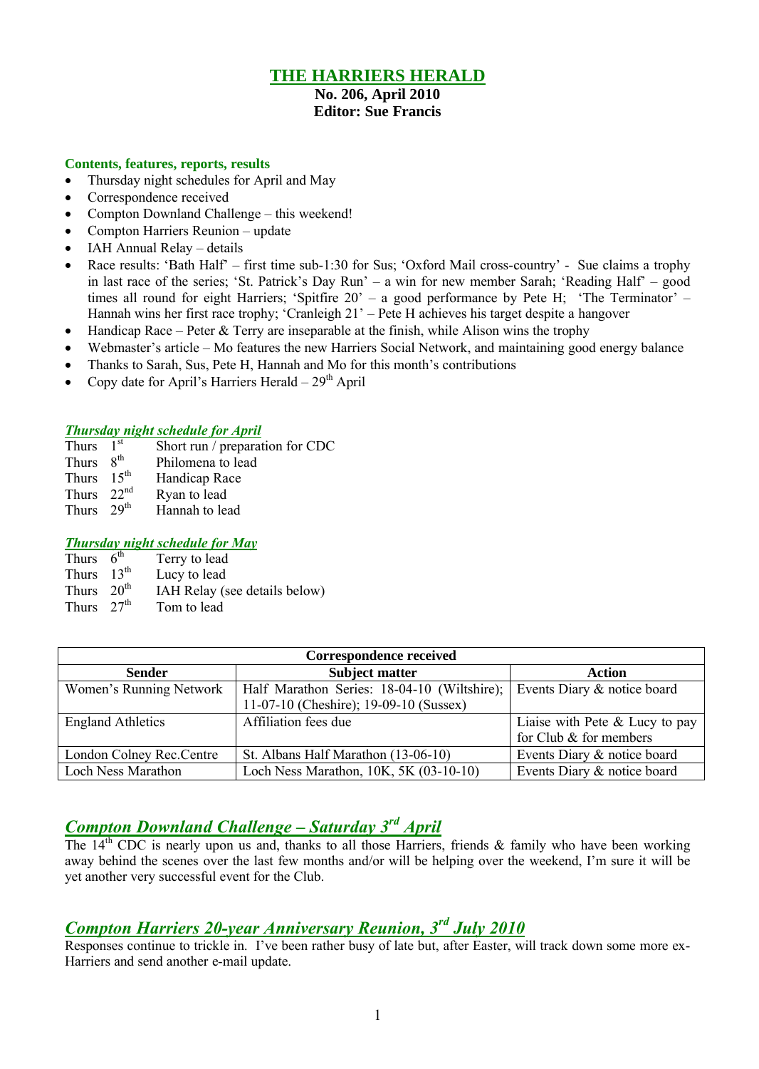# THE HARRIERS HERALD

**No. 206, April 2010**
**Editor: Sue Francis**

**Contents, features, reports, results**

- Thursday night schedules for April and May
- Correspondence received
- Compton Downland Challenge – this weekend!
- Compton Harriers Reunion – update
- IAH Annual Relay – details
- Race results: 'Bath Half' – first time sub-1:30 for Sus; 'Oxford Mail cross-country' - Sue claims a trophy in last race of the series; 'St. Patrick's Day Run' – a win for new member Sarah; 'Reading Half' – good times all round for eight Harriers; 'Spitfire 20' – a good performance by Pete H; 'The Terminator' – Hannah wins her first race trophy; 'Cranleigh 21' – Pete H achieves his target despite a hangover
- Handicap Race – Peter & Terry are inseparable at the finish, while Alison wins the trophy
- Webmaster's article – Mo features the new Harriers Social Network, and maintaining good energy balance
- Thanks to Sarah, Sus, Pete H, Hannah and Mo for this month's contributions
- Copy date for April's Harriers Herald – 29th April

***Thursday night schedule for April***

| | | |
|---|---|---|
| Thurs | 1st | Short run / preparation for CDC |
| Thurs | 8th | Philomena to lead |
| Thurs | 15th | Handicap Race |
| Thurs | 22nd | Ryan to lead |
| Thurs | 29th | Hannah to lead |

***Thursday night schedule for May***

| | | |
|---|---|---|
| Thurs | 6th | Terry to lead |
| Thurs | 13th | Lucy to lead |
| Thurs | 20th | IAH Relay (see details below) |
| Thurs | 27th | Tom to lead |

**Correspondence received**

| Sender | Subject matter | Action |
|---|---|---|
| Women's Running Network | Half Marathon Series: 18-04-10 (Wiltshire); 11-07-10 (Cheshire); 19-09-10 (Sussex) | Events Diary & notice board |
| England Athletics | Affiliation fees due | Liaise with Pete & Lucy to pay for Club & for members |
| London Colney Rec.Centre | St. Albans Half Marathon (13-06-10) | Events Diary & notice board |
| Loch Ness Marathon | Loch Ness Marathon, 10K, 5K (03-10-10) | Events Diary & notice board |

## *Compton Downland Challenge – Saturday 3rd April*

The 14th CDC is nearly upon us and, thanks to all those Harriers, friends & family who have been working away behind the scenes over the last few months and/or will be helping over the weekend, I'm sure it will be yet another very successful event for the Club.

## *Compton Harriers 20-year Anniversary Reunion, 3rd July 2010*

Responses continue to trickle in. I've been rather busy of late but, after Easter, will track down some more ex-Harriers and send another e-mail update.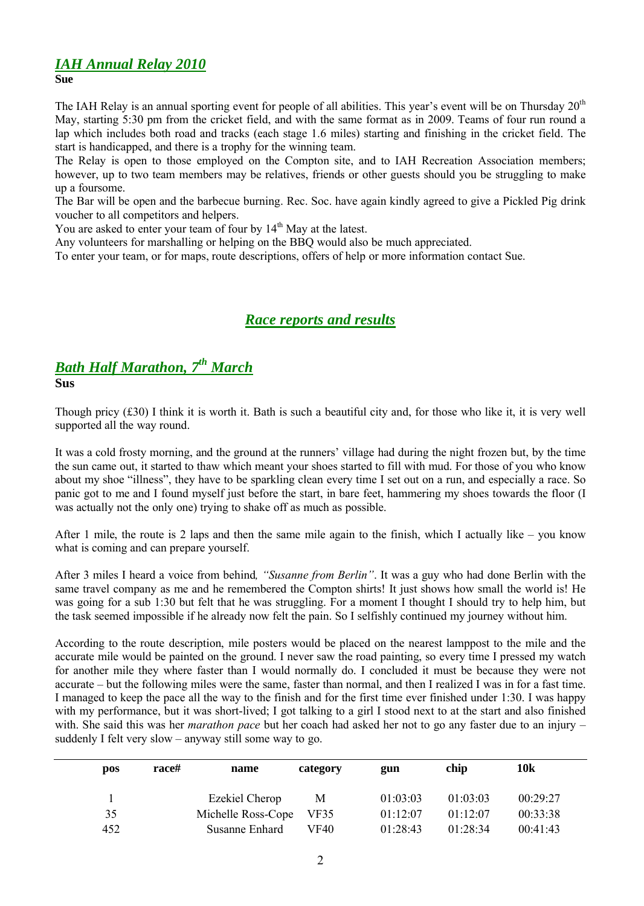## *IAH Annual Relay 2010*

**Sue**

The IAH Relay is an annual sporting event for people of all abilities. This year's event will be on Thursday 20th May, starting 5:30 pm from the cricket field, and with the same format as in 2009. Teams of four run round a lap which includes both road and tracks (each stage 1.6 miles) starting and finishing in the cricket field. The start is handicapped, and there is a trophy for the winning team.

The Relay is open to those employed on the Compton site, and to IAH Recreation Association members; however, up to two team members may be relatives, friends or other guests should you be struggling to make up a foursome.

The Bar will be open and the barbecue burning. Rec. Soc. have again kindly agreed to give a Pickled Pig drink voucher to all competitors and helpers.

You are asked to enter your team of four by 14th May at the latest.

Any volunteers for marshalling or helping on the BBQ would also be much appreciated.

To enter your team, or for maps, route descriptions, offers of help or more information contact Sue.

# *Race reports and results*

## *Bath Half Marathon, 7th March*

**Sus**

Though pricy (£30) I think it is worth it. Bath is such a beautiful city and, for those who like it, it is very well supported all the way round.

It was a cold frosty morning, and the ground at the runners' village had during the night frozen but, by the time the sun came out, it started to thaw which meant your shoes started to fill with mud. For those of you who know about my shoe "illness", they have to be sparkling clean every time I set out on a run, and especially a race. So panic got to me and I found myself just before the start, in bare feet, hammering my shoes towards the floor (I was actually not the only one) trying to shake off as much as possible.

After 1 mile, the route is 2 laps and then the same mile again to the finish, which I actually like – you know what is coming and can prepare yourself.

After 3 miles I heard a voice from behind*, "Susanne from Berlin"*. It was a guy who had done Berlin with the same travel company as me and he remembered the Compton shirts! It just shows how small the world is! He was going for a sub 1:30 but felt that he was struggling. For a moment I thought I should try to help him, but the task seemed impossible if he already now felt the pain. So I selfishly continued my journey without him.

According to the route description, mile posters would be placed on the nearest lamppost to the mile and the accurate mile would be painted on the ground. I never saw the road painting, so every time I pressed my watch for another mile they where faster than I would normally do. I concluded it must be because they were not accurate – but the following miles were the same, faster than normal, and then I realized I was in for a fast time. I managed to keep the pace all the way to the finish and for the first time ever finished under 1:30. I was happy with my performance, but it was short-lived; I got talking to a girl I stood next to at the start and also finished with. She said this was her *marathon pace* but her coach had asked her not to go any faster due to an injury – suddenly I felt very slow – anyway still some way to go.

| pos | race# | name | category | gun | chip | 10k |
|---|---|---|---|---|---|---|
| 1 | | Ezekiel Cherop | M | 01:03:03 | 01:03:03 | 00:29:27 |
| 35 | | Michelle Ross-Cope | VF35 | 01:12:07 | 01:12:07 | 00:33:38 |
| 452 | | Susanne Enhard | VF40 | 01:28:43 | 01:28:34 | 00:41:43 |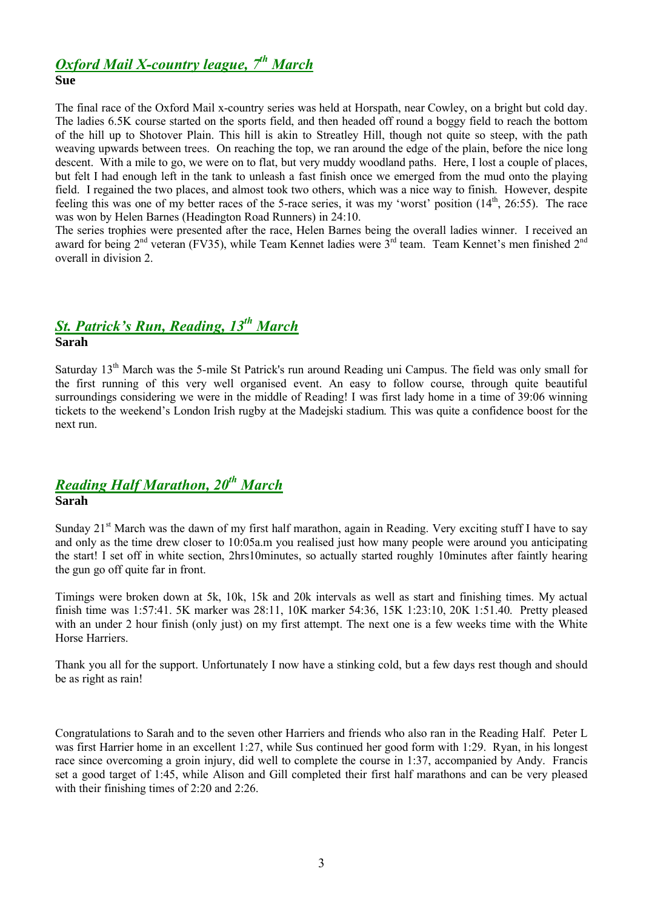## *Oxford Mail X-country league, 7th March*

**Sue**

The final race of the Oxford Mail x-country series was held at Horspath, near Cowley, on a bright but cold day. The ladies 6.5K course started on the sports field, and then headed off round a boggy field to reach the bottom of the hill up to Shotover Plain. This hill is akin to Streatley Hill, though not quite so steep, with the path weaving upwards between trees. On reaching the top, we ran around the edge of the plain, before the nice long descent. With a mile to go, we were on to flat, but very muddy woodland paths. Here, I lost a couple of places, but felt I had enough left in the tank to unleash a fast finish once we emerged from the mud onto the playing field. I regained the two places, and almost took two others, which was a nice way to finish. However, despite feeling this was one of my better races of the 5-race series, it was my 'worst' position (14th, 26:55). The race was won by Helen Barnes (Headington Road Runners) in 24:10.

The series trophies were presented after the race, Helen Barnes being the overall ladies winner. I received an award for being 2nd veteran (FV35), while Team Kennet ladies were 3rd team. Team Kennet's men finished 2nd overall in division 2.

## *St. Patrick's Run, Reading, 13th March*

**Sarah**

Saturday 13th March was the 5-mile St Patrick's run around Reading uni Campus. The field was only small for the first running of this very well organised event. An easy to follow course, through quite beautiful surroundings considering we were in the middle of Reading! I was first lady home in a time of 39:06 winning tickets to the weekend's London Irish rugby at the Madejski stadium. This was quite a confidence boost for the next run.

## *Reading Half Marathon, 20th March*

**Sarah**

Sunday 21st March was the dawn of my first half marathon, again in Reading. Very exciting stuff I have to say and only as the time drew closer to 10:05a.m you realised just how many people were around you anticipating the start! I set off in white section, 2hrs10minutes, so actually started roughly 10minutes after faintly hearing the gun go off quite far in front.

Timings were broken down at 5k, 10k, 15k and 20k intervals as well as start and finishing times. My actual finish time was 1:57:41. 5K marker was 28:11, 10K marker 54:36, 15K 1:23:10, 20K 1:51.40. Pretty pleased with an under 2 hour finish (only just) on my first attempt. The next one is a few weeks time with the White Horse Harriers.

Thank you all for the support. Unfortunately I now have a stinking cold, but a few days rest though and should be as right as rain!

Congratulations to Sarah and to the seven other Harriers and friends who also ran in the Reading Half. Peter L was first Harrier home in an excellent 1:27, while Sus continued her good form with 1:29. Ryan, in his longest race since overcoming a groin injury, did well to complete the course in 1:37, accompanied by Andy. Francis set a good target of 1:45, while Alison and Gill completed their first half marathons and can be very pleased with their finishing times of 2:20 and 2:26.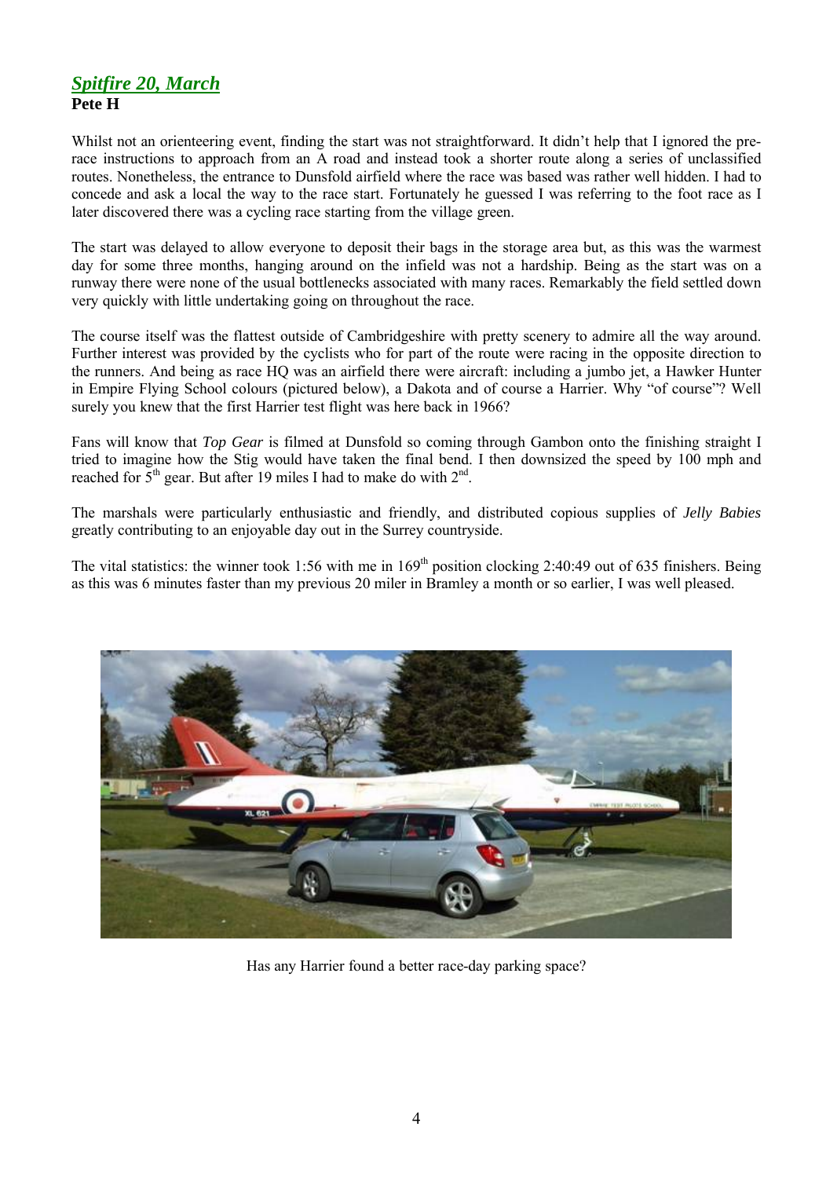## *Spitfire 20, March*

**Pete H**

Whilst not an orienteering event, finding the start was not straightforward. It didn't help that I ignored the pre-race instructions to approach from an A road and instead took a shorter route along a series of unclassified routes. Nonetheless, the entrance to Dunsfold airfield where the race was based was rather well hidden. I had to concede and ask a local the way to the race start. Fortunately he guessed I was referring to the foot race as I later discovered there was a cycling race starting from the village green.

The start was delayed to allow everyone to deposit their bags in the storage area but, as this was the warmest day for some three months, hanging around on the infield was not a hardship. Being as the start was on a runway there were none of the usual bottlenecks associated with many races. Remarkably the field settled down very quickly with little undertaking going on throughout the race.

The course itself was the flattest outside of Cambridgeshire with pretty scenery to admire all the way around. Further interest was provided by the cyclists who for part of the route were racing in the opposite direction to the runners. And being as race HQ was an airfield there were aircraft: including a jumbo jet, a Hawker Hunter in Empire Flying School colours (pictured below), a Dakota and of course a Harrier. Why "of course"? Well surely you knew that the first Harrier test flight was here back in 1966?

Fans will know that *Top Gear* is filmed at Dunsfold so coming through Gambon onto the finishing straight I tried to imagine how the Stig would have taken the final bend. I then downsized the speed by 100 mph and reached for 5th gear. But after 19 miles I had to make do with 2nd.

The marshals were particularly enthusiastic and friendly, and distributed copious supplies of *Jelly Babies* greatly contributing to an enjoyable day out in the Surrey countryside.

The vital statistics: the winner took 1:56 with me in 169th position clocking 2:40:49 out of 635 finishers. Being as this was 6 minutes faster than my previous 20 miler in Bramley a month or so earlier, I was well pleased.

Has any Harrier found a better race-day parking space?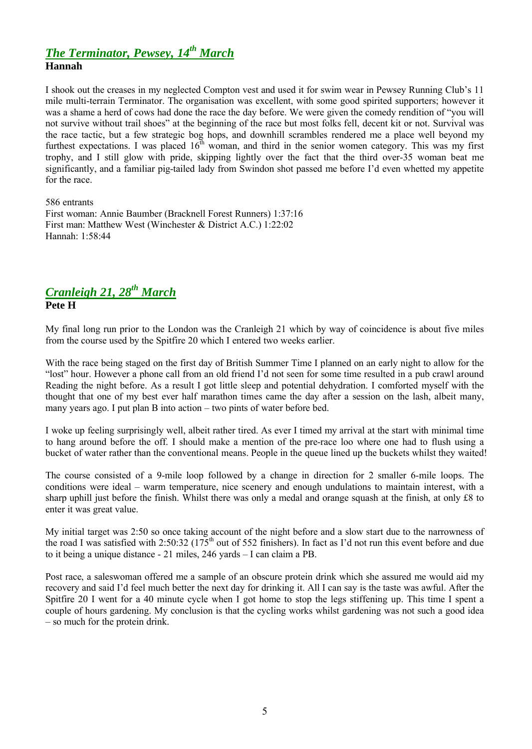## ***The Terminator, Pewsey, 14th March***

**Hannah**

I shook out the creases in my neglected Compton vest and used it for swim wear in Pewsey Running Club's 11 mile multi-terrain Terminator. The organisation was excellent, with some good spirited supporters; however it was a shame a herd of cows had done the race the day before. We were given the comedy rendition of "you will not survive without trail shoes" at the beginning of the race but most folks fell, decent kit or not. Survival was the race tactic, but a few strategic bog hops, and downhill scrambles rendered me a place well beyond my furthest expectations. I was placed 16th woman, and third in the senior women category. This was my first trophy, and I still glow with pride, skipping lightly over the fact that the third over-35 woman beat me significantly, and a familiar pig-tailed lady from Swindon shot passed me before I'd even whetted my appetite for the race.

586 entrants
First woman: Annie Baumber (Bracknell Forest Runners) 1:37:16
First man: Matthew West (Winchester & District A.C.) 1:22:02
Hannah: 1:58:44

## ***Cranleigh 21, 28th March***

**Pete H**

My final long run prior to the London was the Cranleigh 21 which by way of coincidence is about five miles from the course used by the Spitfire 20 which I entered two weeks earlier.

With the race being staged on the first day of British Summer Time I planned on an early night to allow for the "lost" hour. However a phone call from an old friend I'd not seen for some time resulted in a pub crawl around Reading the night before. As a result I got little sleep and potential dehydration. I comforted myself with the thought that one of my best ever half marathon times came the day after a session on the lash, albeit many, many years ago. I put plan B into action – two pints of water before bed.

I woke up feeling surprisingly well, albeit rather tired. As ever I timed my arrival at the start with minimal time to hang around before the off. I should make a mention of the pre-race loo where one had to flush using a bucket of water rather than the conventional means. People in the queue lined up the buckets whilst they waited!

The course consisted of a 9-mile loop followed by a change in direction for 2 smaller 6-mile loops. The conditions were ideal – warm temperature, nice scenery and enough undulations to maintain interest, with a sharp uphill just before the finish. Whilst there was only a medal and orange squash at the finish, at only £8 to enter it was great value.

My initial target was 2:50 so once taking account of the night before and a slow start due to the narrowness of the road I was satisfied with 2:50:32 (175th out of 552 finishers). In fact as I'd not run this event before and due to it being a unique distance - 21 miles, 246 yards – I can claim a PB.

Post race, a saleswoman offered me a sample of an obscure protein drink which she assured me would aid my recovery and said I'd feel much better the next day for drinking it. All I can say is the taste was awful. After the Spitfire 20 I went for a 40 minute cycle when I got home to stop the legs stiffening up. This time I spent a couple of hours gardening. My conclusion is that the cycling works whilst gardening was not such a good idea – so much for the protein drink.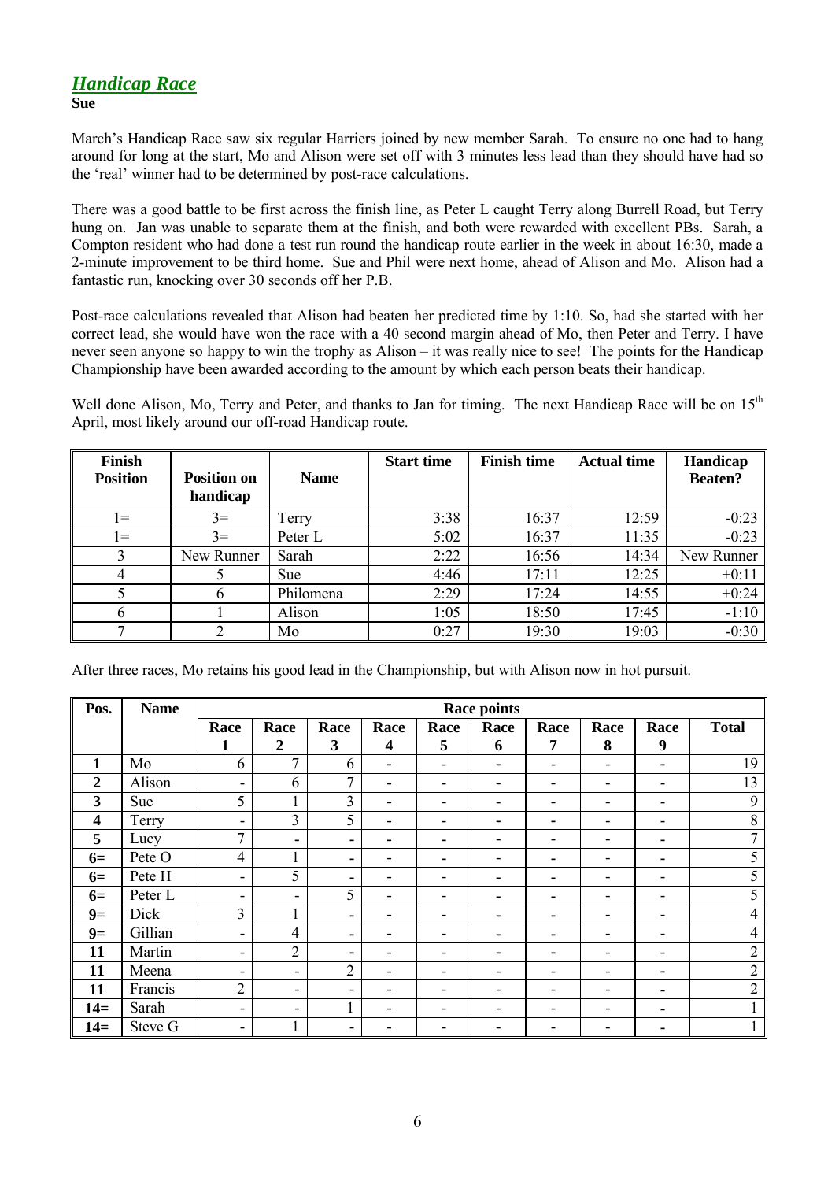## *Handicap Race*

**Sue**

March's Handicap Race saw six regular Harriers joined by new member Sarah. To ensure no one had to hang around for long at the start, Mo and Alison were set off with 3 minutes less lead than they should have had so the 'real' winner had to be determined by post-race calculations.

There was a good battle to be first across the finish line, as Peter L caught Terry along Burrell Road, but Terry hung on. Jan was unable to separate them at the finish, and both were rewarded with excellent PBs. Sarah, a Compton resident who had done a test run round the handicap route earlier in the week in about 16:30, made a 2-minute improvement to be third home. Sue and Phil were next home, ahead of Alison and Mo. Alison had a fantastic run, knocking over 30 seconds off her P.B.

Post-race calculations revealed that Alison had beaten her predicted time by 1:10. So, had she started with her correct lead, she would have won the race with a 40 second margin ahead of Mo, then Peter and Terry. I have never seen anyone so happy to win the trophy as Alison – it was really nice to see! The points for the Handicap Championship have been awarded according to the amount by which each person beats their handicap.

Well done Alison, Mo, Terry and Peter, and thanks to Jan for timing. The next Handicap Race will be on 15th April, most likely around our off-road Handicap route.

| Finish Position | Position on handicap | Name | Start time | Finish time | Actual time | Handicap Beaten? |
|---|---|---|---|---|---|---|
| 1= | 3= | Terry | 3:38 | 16:37 | 12:59 | -0:23 |
| 1= | 3= | Peter L | 5:02 | 16:37 | 11:35 | -0:23 |
| 3 | New Runner | Sarah | 2:22 | 16:56 | 14:34 | New Runner |
| 4 | 5 | Sue | 4:46 | 17:11 | 12:25 | +0:11 |
| 5 | 6 | Philomena | 2:29 | 17:24 | 14:55 | +0:24 |
| 6 | 1 | Alison | 1:05 | 18:50 | 17:45 | -1:10 |
| 7 | 2 | Mo | 0:27 | 19:30 | 19:03 | -0:30 |

After three races, Mo retains his good lead in the Championship, but with Alison now in hot pursuit.

| Pos. | Name | Race points | | | | | | | | | |
|---|---|---|---|---|---|---|---|---|---|---|---|
| | | Race 1 | Race 2 | Race 3 | Race 4 | Race 5 | Race 6 | Race 7 | Race 8 | Race 9 | Total |
| **1** | Mo | 6 | 7 | 6 | - | - | - | - | - | - | 19 |
| **2** | Alison | - | 6 | 7 | - | - | - | - | - | - | 13 |
| **3** | Sue | 5 | 1 | 3 | - | - | - | - | - | - | 9 |
| **4** | Terry | - | 3 | 5 | - | - | - | - | - | - | 8 |
| **5** | Lucy | 7 | - | - | - | - | - | - | - | - | 7 |
| **6=** | Pete O | 4 | 1 | - | - | - | - | - | - | - | 5 |
| **6=** | Pete H | - | 5 | - | - | - | - | - | - | - | 5 |
| **6=** | Peter L | - | - | 5 | - | - | - | - | - | - | 5 |
| **9=** | Dick | 3 | 1 | - | - | - | - | - | - | - | 4 |
| **9=** | Gillian | - | 4 | - | - | - | - | - | - | - | 4 |
| **11** | Martin | - | 2 | - | - | - | - | - | - | - | 2 |
| **11** | Meena | - | - | 2 | - | - | - | - | - | - | 2 |
| **11** | Francis | 2 | - | - | - | - | - | - | - | - | 2 |
| **14=** | Sarah | - | - | 1 | - | - | - | - | - | - | 1 |
| **14=** | Steve G | - | 1 | - | - | - | - | - | - | - | 1 |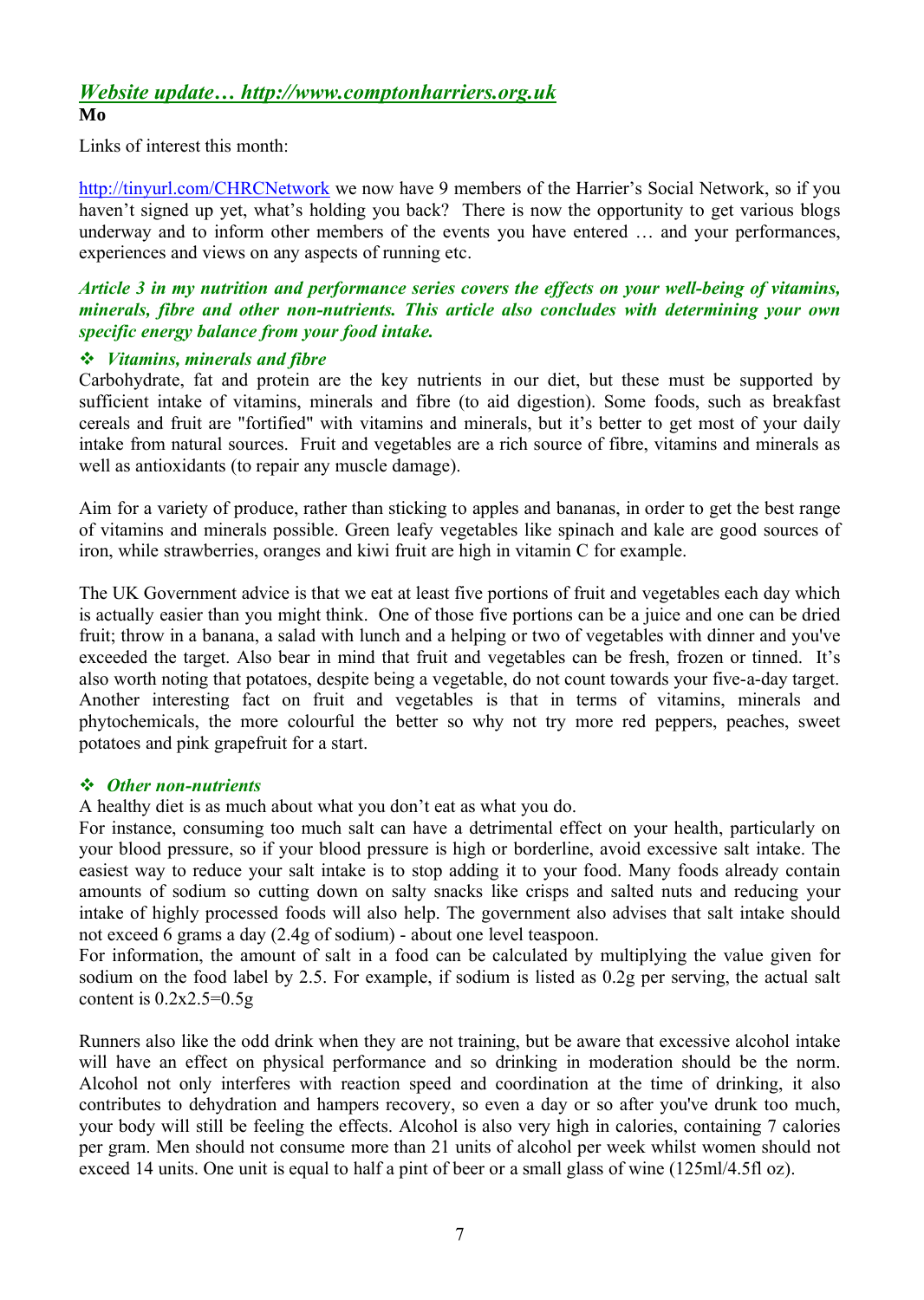## *Website update… http://www.comptonharriers.org.uk*

**Mo**

Links of interest this month:

http://tinyurl.com/CHRCNetwork we now have 9 members of the Harrier's Social Network, so if you haven't signed up yet, what's holding you back? There is now the opportunity to get various blogs underway and to inform other members of the events you have entered … and your performances, experiences and views on any aspects of running etc.

***Article 3 in my nutrition and performance series covers the effects on your well-being of vitamins, minerals, fibre and other non-nutrients. This article also concludes with determining your own specific energy balance from your food intake.***

### ❖ *Vitamins, minerals and fibre*

Carbohydrate, fat and protein are the key nutrients in our diet, but these must be supported by sufficient intake of vitamins, minerals and fibre (to aid digestion). Some foods, such as breakfast cereals and fruit are "fortified" with vitamins and minerals, but it's better to get most of your daily intake from natural sources. Fruit and vegetables are a rich source of fibre, vitamins and minerals as well as antioxidants (to repair any muscle damage).

Aim for a variety of produce, rather than sticking to apples and bananas, in order to get the best range of vitamins and minerals possible. Green leafy vegetables like spinach and kale are good sources of iron, while strawberries, oranges and kiwi fruit are high in vitamin C for example.

The UK Government advice is that we eat at least five portions of fruit and vegetables each day which is actually easier than you might think. One of those five portions can be a juice and one can be dried fruit; throw in a banana, a salad with lunch and a helping or two of vegetables with dinner and you've exceeded the target. Also bear in mind that fruit and vegetables can be fresh, frozen or tinned. It's also worth noting that potatoes, despite being a vegetable, do not count towards your five-a-day target. Another interesting fact on fruit and vegetables is that in terms of vitamins, minerals and phytochemicals, the more colourful the better so why not try more red peppers, peaches, sweet potatoes and pink grapefruit for a start.

### ❖ *Other non-nutrients*

A healthy diet is as much about what you don't eat as what you do.
For instance, consuming too much salt can have a detrimental effect on your health, particularly on your blood pressure, so if your blood pressure is high or borderline, avoid excessive salt intake. The easiest way to reduce your salt intake is to stop adding it to your food. Many foods already contain amounts of sodium so cutting down on salty snacks like crisps and salted nuts and reducing your intake of highly processed foods will also help. The government also advises that salt intake should not exceed 6 grams a day (2.4g of sodium) - about one level teaspoon.
For information, the amount of salt in a food can be calculated by multiplying the value given for sodium on the food label by 2.5. For example, if sodium is listed as 0.2g per serving, the actual salt content is 0.2x2.5=0.5g

Runners also like the odd drink when they are not training, but be aware that excessive alcohol intake will have an effect on physical performance and so drinking in moderation should be the norm. Alcohol not only interferes with reaction speed and coordination at the time of drinking, it also contributes to dehydration and hampers recovery, so even a day or so after you've drunk too much, your body will still be feeling the effects. Alcohol is also very high in calories, containing 7 calories per gram. Men should not consume more than 21 units of alcohol per week whilst women should not exceed 14 units. One unit is equal to half a pint of beer or a small glass of wine (125ml/4.5fl oz).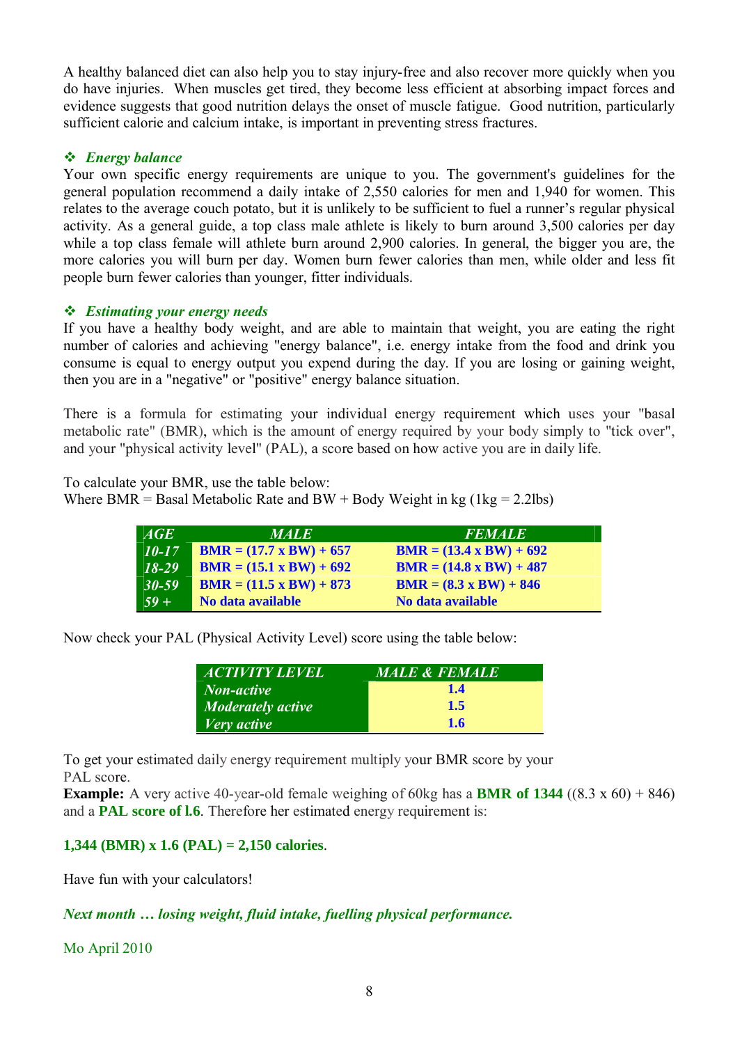A healthy balanced diet can also help you to stay injury-free and also recover more quickly when you do have injuries. When muscles get tired, they become less efficient at absorbing impact forces and evidence suggests that good nutrition delays the onset of muscle fatigue. Good nutrition, particularly sufficient calorie and calcium intake, is important in preventing stress fractures.

### ❖ *Energy balance*

Your own specific energy requirements are unique to you. The government's guidelines for the general population recommend a daily intake of 2,550 calories for men and 1,940 for women. This relates to the average couch potato, but it is unlikely to be sufficient to fuel a runner's regular physical activity. As a general guide, a top class male athlete is likely to burn around 3,500 calories per day while a top class female will athlete burn around 2,900 calories. In general, the bigger you are, the more calories you will burn per day. Women burn fewer calories than men, while older and less fit people burn fewer calories than younger, fitter individuals.

### ❖ *Estimating your energy needs*

If you have a healthy body weight, and are able to maintain that weight, you are eating the right number of calories and achieving "energy balance", i.e. energy intake from the food and drink you consume is equal to energy output you expend during the day. If you are losing or gaining weight, then you are in a "negative" or "positive" energy balance situation.

There is a formula for estimating your individual energy requirement which uses your "basal metabolic rate" (BMR), which is the amount of energy required by your body simply to "tick over", and your "physical activity level" (PAL), a score based on how active you are in daily life.

To calculate your BMR, use the table below:
Where BMR = Basal Metabolic Rate and BW + Body Weight in kg (1kg = 2.2lbs)

| *AGE* | *MALE* | *FEMALE* |
|---|---|---|
| *10-17* | **BMR = (17.7 x BW) + 657** | **BMR = (13.4 x BW) + 692** |
| *18-29* | **BMR = (15.1 x BW) + 692** | **BMR = (14.8 x BW) + 487** |
| *30-59* | **BMR = (11.5 x BW) + 873** | **BMR = (8.3 x BW) + 846** |
| *59 +* | **No data available** | **No data available** |

Now check your PAL (Physical Activity Level) score using the table below:

| *ACTIVITY LEVEL* | *MALE & FEMALE* |
|---|---|
| *Non-active* | **1.4** |
| *Moderately active* | **1.5** |
| *Very active* | **1.6** |

To get your estimated daily energy requirement multiply your BMR score by your PAL score.
**Example:** A very active 40-year-old female weighing of 60kg has a **BMR of 1344** ((8.3 x 60) + 846) and a **PAL score of l.6**. Therefore her estimated energy requirement is:

**1,344 (BMR) x 1.6 (PAL) = 2,150 calories**.

Have fun with your calculators!

***Next month … losing weight, fluid intake, fuelling physical performance.***

Mo April 2010